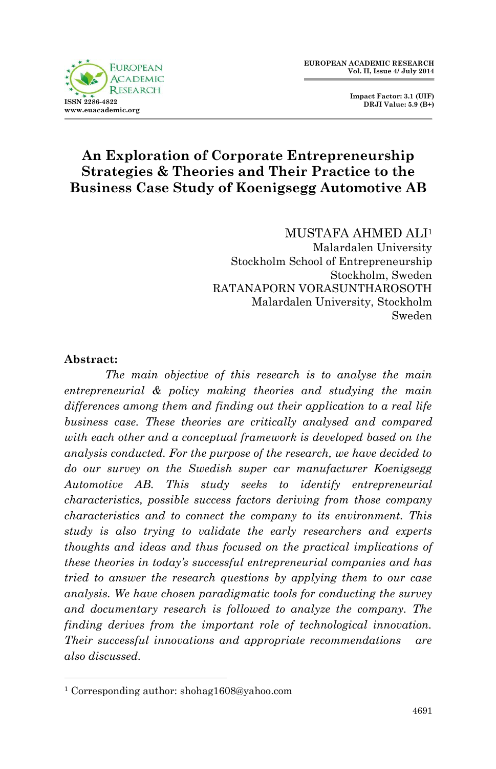# An Exploration of Corporate Entrepreneurship Strategies & Theories and Their Practice to the Business Case Study of Koenigsegg Automotive AB

MUSTAFA AHMED ALI[1]
Malardalen University
Stockholm School of Entrepreneurship
Stockholm, Sweden

RATANAPORN VORASUNTHAROSOTH
Malardalen University, Stockholm
Sweden

**Abstract:**

*The main objective of this research is to analyse the main entrepreneurial & policy making theories and studying the main differences among them and finding out their application to a real life business case. These theories are critically analysed and compared with each other and a conceptual framework is developed based on the analysis conducted. For the purpose of the research, we have decided to do our survey on the Swedish super car manufacturer Koenigsegg Automotive AB. This study seeks to identify entrepreneurial characteristics, possible success factors deriving from those company characteristics and to connect the company to its environment. This study is also trying to validate the early researchers and experts thoughts and ideas and thus focused on the practical implications of these theories in today's successful entrepreneurial companies and has tried to answer the research questions by applying them to our case analysis. We have chosen paradigmatic tools for conducting the survey and documentary research is followed to analyze the company. The finding derives from the important role of technological innovation. Their successful innovations and appropriate recommendations are also discussed.*

[1] Corresponding author: shohag1608@yahoo.com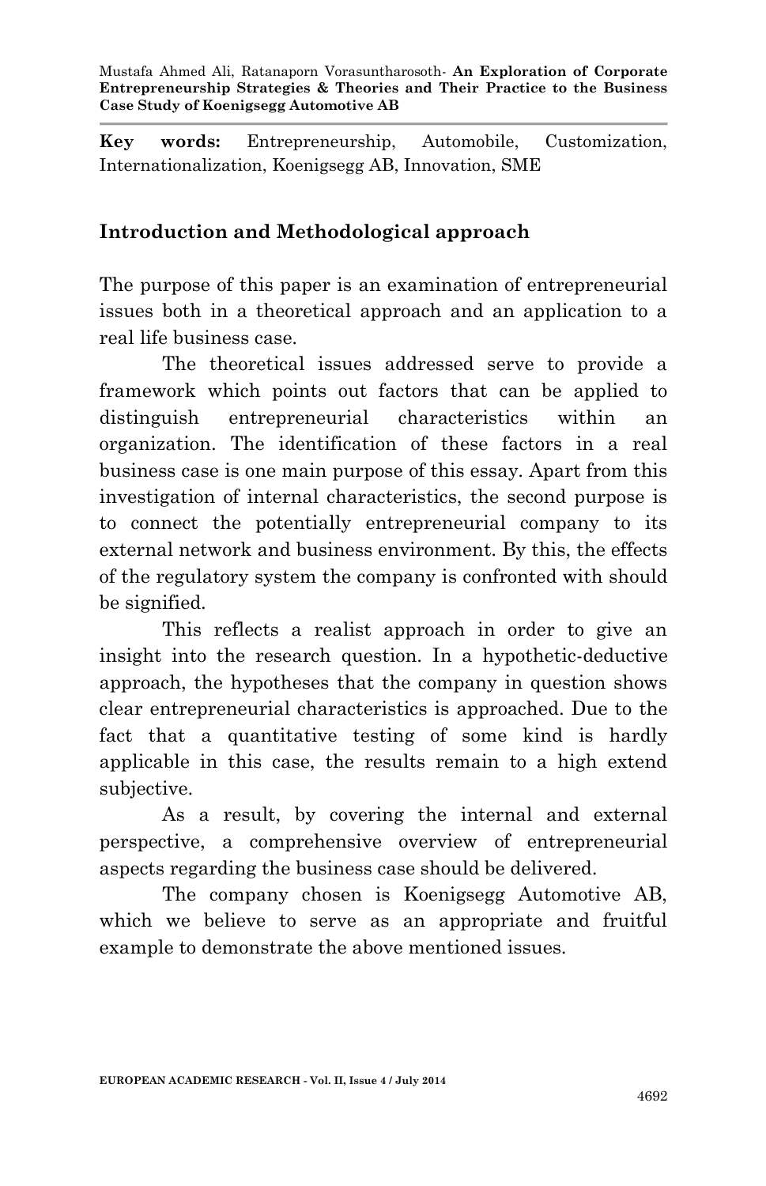**Key words:** Entrepreneurship, Automobile, Customization, Internationalization, Koenigsegg AB, Innovation, SME

## Introduction and Methodological approach

The purpose of this paper is an examination of entrepreneurial issues both in a theoretical approach and an application to a real life business case.

The theoretical issues addressed serve to provide a framework which points out factors that can be applied to distinguish entrepreneurial characteristics within an organization. The identification of these factors in a real business case is one main purpose of this essay. Apart from this investigation of internal characteristics, the second purpose is to connect the potentially entrepreneurial company to its external network and business environment. By this, the effects of the regulatory system the company is confronted with should be signified.

This reflects a realist approach in order to give an insight into the research question. In a hypothetic-deductive approach, the hypotheses that the company in question shows clear entrepreneurial characteristics is approached. Due to the fact that a quantitative testing of some kind is hardly applicable in this case, the results remain to a high extend subjective.

As a result, by covering the internal and external perspective, a comprehensive overview of entrepreneurial aspects regarding the business case should be delivered.

The company chosen is Koenigsegg Automotive AB, which we believe to serve as an appropriate and fruitful example to demonstrate the above mentioned issues.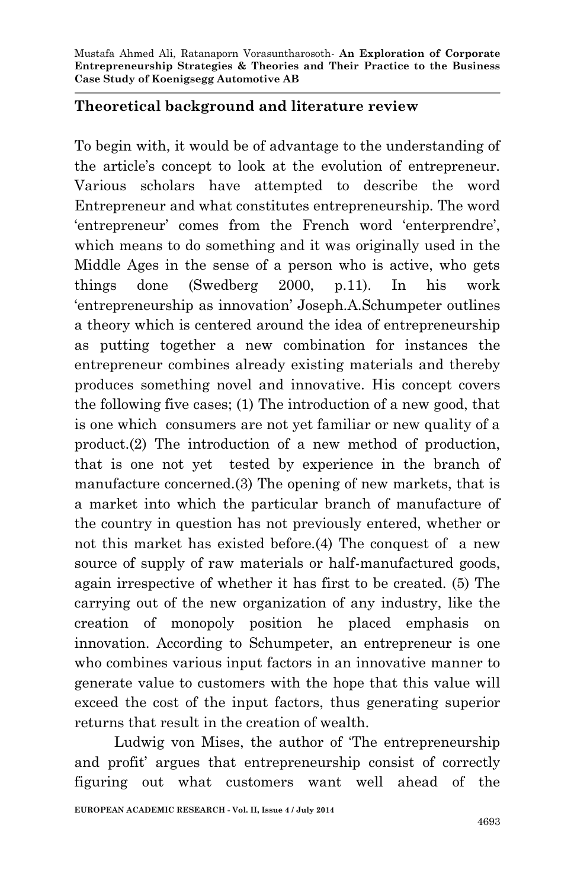## Theoretical background and literature review

To begin with, it would be of advantage to the understanding of the article's concept to look at the evolution of entrepreneur. Various scholars have attempted to describe the word Entrepreneur and what constitutes entrepreneurship. The word 'entrepreneur' comes from the French word 'enterprendre', which means to do something and it was originally used in the Middle Ages in the sense of a person who is active, who gets things done (Swedberg 2000, p.11). In his work 'entrepreneurship as innovation' Joseph.A.Schumpeter outlines a theory which is centered around the idea of entrepreneurship as putting together a new combination for instances the entrepreneur combines already existing materials and thereby produces something novel and innovative. His concept covers the following five cases; (1) The introduction of a new good, that is one which consumers are not yet familiar or new quality of a product.(2) The introduction of a new method of production, that is one not yet tested by experience in the branch of manufacture concerned.(3) The opening of new markets, that is a market into which the particular branch of manufacture of the country in question has not previously entered, whether or not this market has existed before.(4) The conquest of a new source of supply of raw materials or half-manufactured goods, again irrespective of whether it has first to be created. (5) The carrying out of the new organization of any industry, like the creation of monopoly position he placed emphasis on innovation. According to Schumpeter, an entrepreneur is one who combines various input factors in an innovative manner to generate value to customers with the hope that this value will exceed the cost of the input factors, thus generating superior returns that result in the creation of wealth.

Ludwig von Mises, the author of 'The entrepreneurship and profit' argues that entrepreneurship consist of correctly figuring out what customers want well ahead of the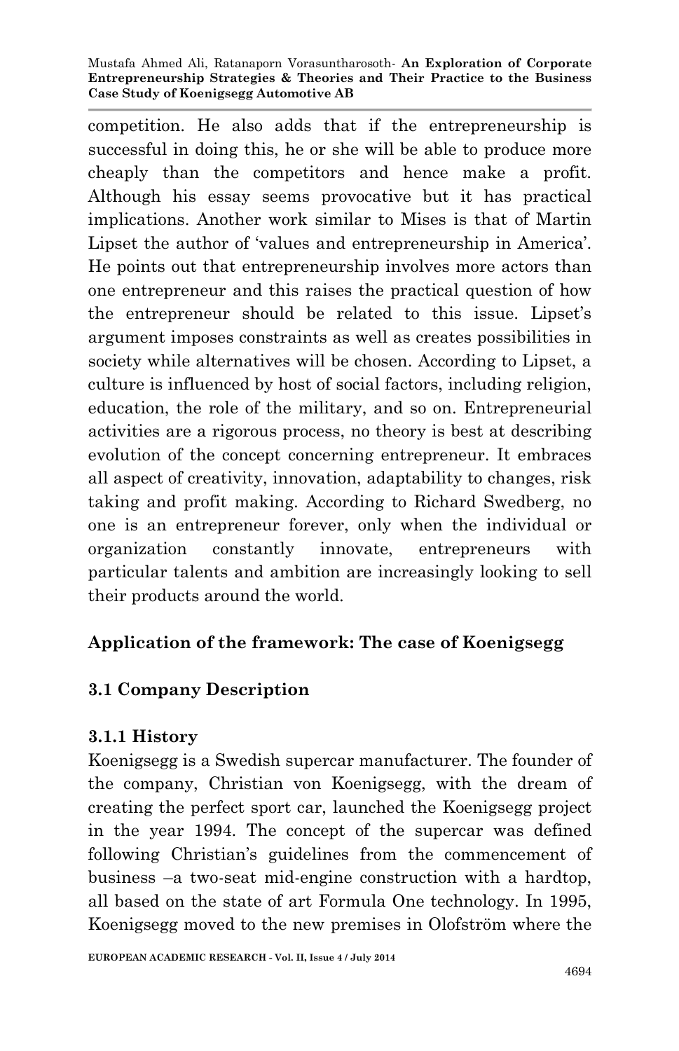competition. He also adds that if the entrepreneurship is successful in doing this, he or she will be able to produce more cheaply than the competitors and hence make a profit. Although his essay seems provocative but it has practical implications. Another work similar to Mises is that of Martin Lipset the author of 'values and entrepreneurship in America'. He points out that entrepreneurship involves more actors than one entrepreneur and this raises the practical question of how the entrepreneur should be related to this issue. Lipset's argument imposes constraints as well as creates possibilities in society while alternatives will be chosen. According to Lipset, a culture is influenced by host of social factors, including religion, education, the role of the military, and so on. Entrepreneurial activities are a rigorous process, no theory is best at describing evolution of the concept concerning entrepreneur. It embraces all aspect of creativity, innovation, adaptability to changes, risk taking and profit making. According to Richard Swedberg, no one is an entrepreneur forever, only when the individual or organization constantly innovate, entrepreneurs with particular talents and ambition are increasingly looking to sell their products around the world.

## Application of the framework: The case of Koenigsegg

### 3.1 Company Description

#### 3.1.1 History

Koenigsegg is a Swedish supercar manufacturer. The founder of the company, Christian von Koenigsegg, with the dream of creating the perfect sport car, launched the Koenigsegg project in the year 1994. The concept of the supercar was defined following Christian's guidelines from the commencement of business –a two-seat mid-engine construction with a hardtop, all based on the state of art Formula One technology. In 1995, Koenigsegg moved to the new premises in Olofström where the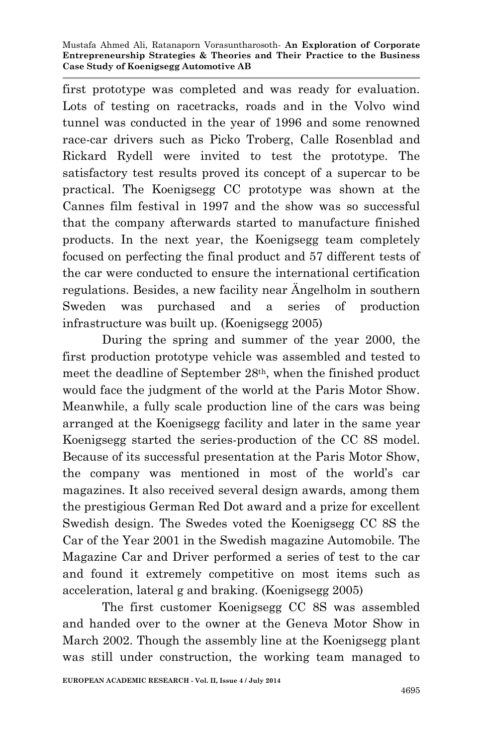first prototype was completed and was ready for evaluation. Lots of testing on racetracks, roads and in the Volvo wind tunnel was conducted in the year of 1996 and some renowned race-car drivers such as Picko Troberg, Calle Rosenblad and Rickard Rydell were invited to test the prototype. The satisfactory test results proved its concept of a supercar to be practical. The Koenigsegg CC prototype was shown at the Cannes film festival in 1997 and the show was so successful that the company afterwards started to manufacture finished products. In the next year, the Koenigsegg team completely focused on perfecting the final product and 57 different tests of the car were conducted to ensure the international certification regulations. Besides, a new facility near Ängelholm in southern Sweden was purchased and a series of production infrastructure was built up. (Koenigsegg 2005)

During the spring and summer of the year 2000, the first production prototype vehicle was assembled and tested to meet the deadline of September 28th, when the finished product would face the judgment of the world at the Paris Motor Show. Meanwhile, a fully scale production line of the cars was being arranged at the Koenigsegg facility and later in the same year Koenigsegg started the series-production of the CC 8S model. Because of its successful presentation at the Paris Motor Show, the company was mentioned in most of the world's car magazines. It also received several design awards, among them the prestigious German Red Dot award and a prize for excellent Swedish design. The Swedes voted the Koenigsegg CC 8S the Car of the Year 2001 in the Swedish magazine Automobile. The Magazine Car and Driver performed a series of test to the car and found it extremely competitive on most items such as acceleration, lateral g and braking. (Koenigsegg 2005)

The first customer Koenigsegg CC 8S was assembled and handed over to the owner at the Geneva Motor Show in March 2002. Though the assembly line at the Koenigsegg plant was still under construction, the working team managed to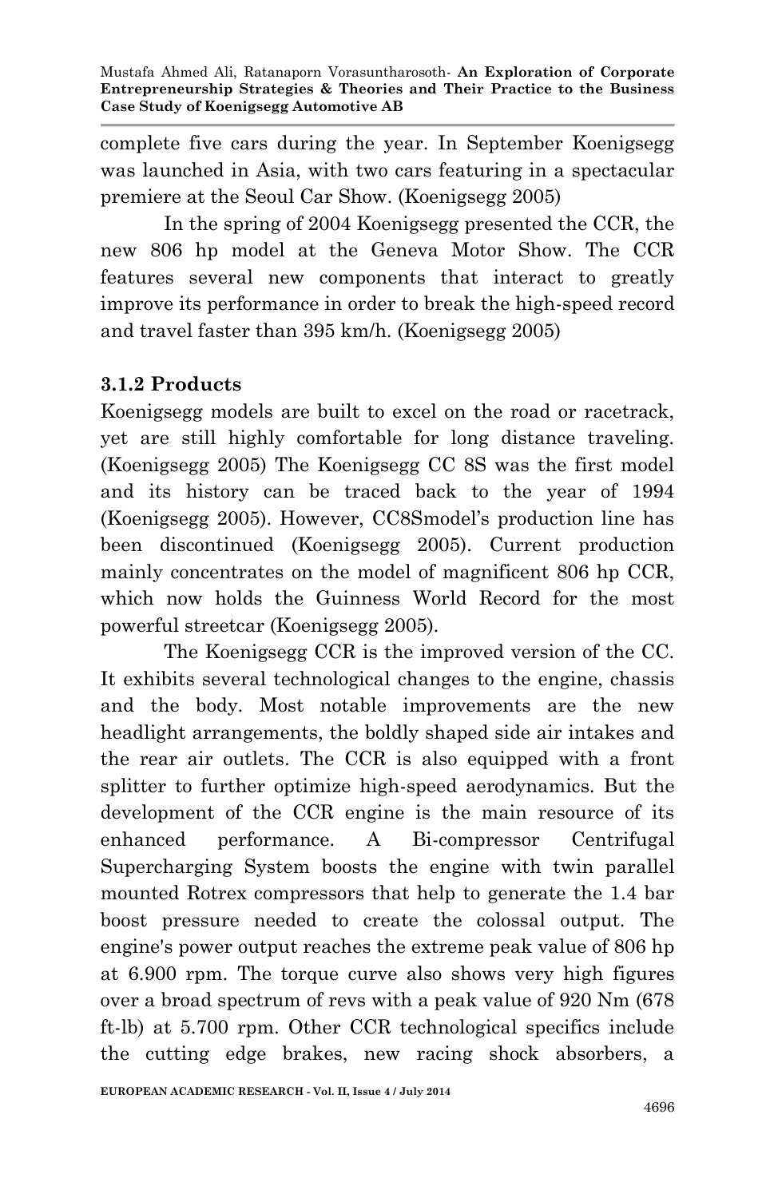complete five cars during the year. In September Koenigsegg was launched in Asia, with two cars featuring in a spectacular premiere at the Seoul Car Show. (Koenigsegg 2005)

In the spring of 2004 Koenigsegg presented the CCR, the new 806 hp model at the Geneva Motor Show. The CCR features several new components that interact to greatly improve its performance in order to break the high-speed record and travel faster than 395 km/h. (Koenigsegg 2005)

### 3.1.2 Products

Koenigsegg models are built to excel on the road or racetrack, yet are still highly comfortable for long distance traveling. (Koenigsegg 2005) The Koenigsegg CC 8S was the first model and its history can be traced back to the year of 1994 (Koenigsegg 2005). However, CC8Smodel's production line has been discontinued (Koenigsegg 2005). Current production mainly concentrates on the model of magnificent 806 hp CCR, which now holds the Guinness World Record for the most powerful streetcar (Koenigsegg 2005).

The Koenigsegg CCR is the improved version of the CC. It exhibits several technological changes to the engine, chassis and the body. Most notable improvements are the new headlight arrangements, the boldly shaped side air intakes and the rear air outlets. The CCR is also equipped with a front splitter to further optimize high-speed aerodynamics. But the development of the CCR engine is the main resource of its enhanced performance. A Bi-compressor Centrifugal Supercharging System boosts the engine with twin parallel mounted Rotrex compressors that help to generate the 1.4 bar boost pressure needed to create the colossal output. The engine's power output reaches the extreme peak value of 806 hp at 6.900 rpm. The torque curve also shows very high figures over a broad spectrum of revs with a peak value of 920 Nm (678 ft-lb) at 5.700 rpm. Other CCR technological specifics include the cutting edge brakes, new racing shock absorbers, a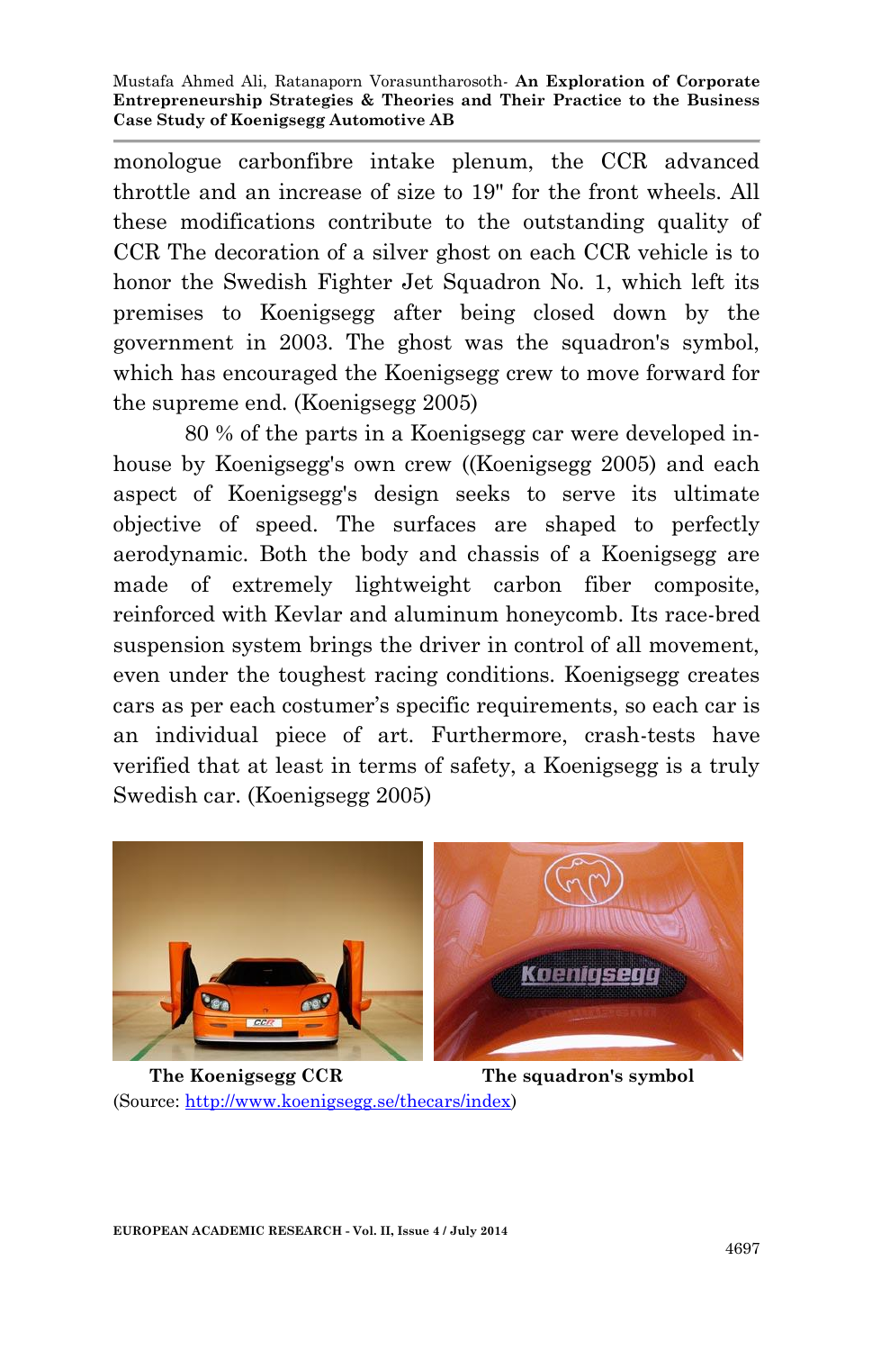monologue carbonfibre intake plenum, the CCR advanced throttle and an increase of size to 19" for the front wheels. All these modifications contribute to the outstanding quality of CCR The decoration of a silver ghost on each CCR vehicle is to honor the Swedish Fighter Jet Squadron No. 1, which left its premises to Koenigsegg after being closed down by the government in 2003. The ghost was the squadron's symbol, which has encouraged the Koenigsegg crew to move forward for the supreme end. (Koenigsegg 2005)

80 % of the parts in a Koenigsegg car were developed in-house by Koenigsegg's own crew ((Koenigsegg 2005) and each aspect of Koenigsegg's design seeks to serve its ultimate objective of speed. The surfaces are shaped to perfectly aerodynamic. Both the body and chassis of a Koenigsegg are made of extremely lightweight carbon fiber composite, reinforced with Kevlar and aluminum honeycomb. Its race-bred suspension system brings the driver in control of all movement, even under the toughest racing conditions. Koenigsegg creates cars as per each costumer's specific requirements, so each car is an individual piece of art. Furthermore, crash-tests have verified that at least in terms of safety, a Koenigsegg is a truly Swedish car. (Koenigsegg 2005)

**The Koenigsegg CCR** **The squadron's symbol**

(Source: http://www.koenigsegg.se/thecars/index)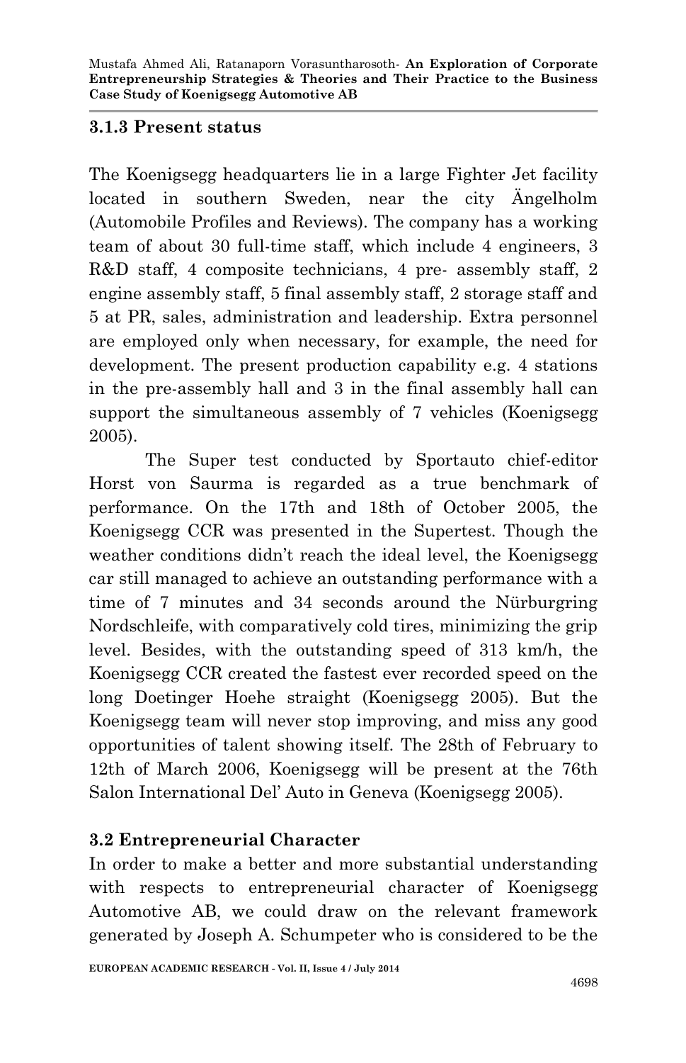### 3.1.3 Present status

The Koenigsegg headquarters lie in a large Fighter Jet facility located in southern Sweden, near the city Ängelholm (Automobile Profiles and Reviews). The company has a working team of about 30 full-time staff, which include 4 engineers, 3 R&D staff, 4 composite technicians, 4 pre- assembly staff, 2 engine assembly staff, 5 final assembly staff, 2 storage staff and 5 at PR, sales, administration and leadership. Extra personnel are employed only when necessary, for example, the need for development. The present production capability e.g. 4 stations in the pre-assembly hall and 3 in the final assembly hall can support the simultaneous assembly of 7 vehicles (Koenigsegg 2005).

The Super test conducted by Sportauto chief-editor Horst von Saurma is regarded as a true benchmark of performance. On the 17th and 18th of October 2005, the Koenigsegg CCR was presented in the Supertest. Though the weather conditions didn't reach the ideal level, the Koenigsegg car still managed to achieve an outstanding performance with a time of 7 minutes and 34 seconds around the Nürburgring Nordschleife, with comparatively cold tires, minimizing the grip level. Besides, with the outstanding speed of 313 km/h, the Koenigsegg CCR created the fastest ever recorded speed on the long Doetinger Hoehe straight (Koenigsegg 2005). But the Koenigsegg team will never stop improving, and miss any good opportunities of talent showing itself. The 28th of February to 12th of March 2006, Koenigsegg will be present at the 76th Salon International Del' Auto in Geneva (Koenigsegg 2005).

### 3.2 Entrepreneurial Character

In order to make a better and more substantial understanding with respects to entrepreneurial character of Koenigsegg Automotive AB, we could draw on the relevant framework generated by Joseph A. Schumpeter who is considered to be the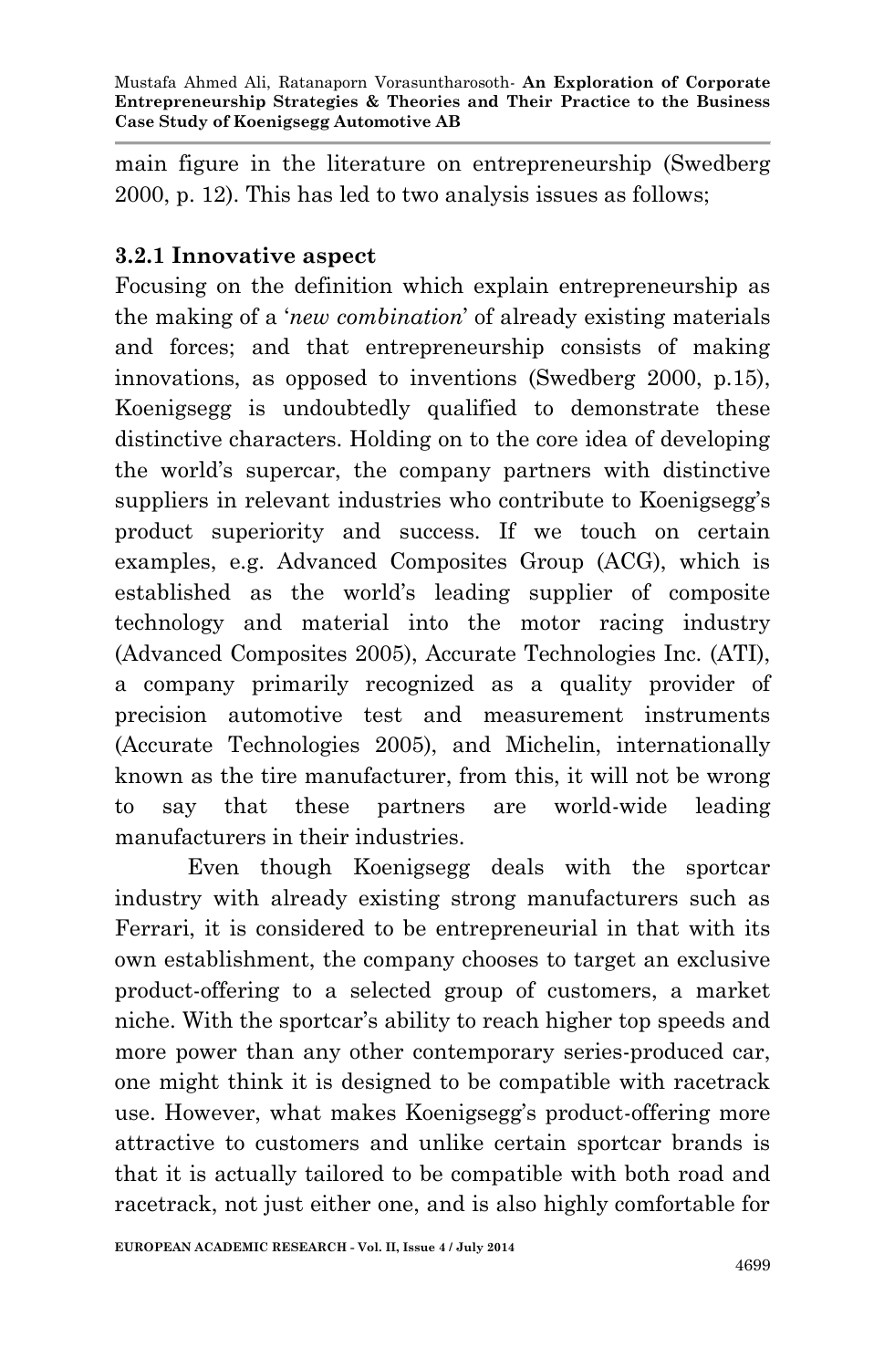main figure in the literature on entrepreneurship (Swedberg 2000, p. 12). This has led to two analysis issues as follows;

### 3.2.1 Innovative aspect

Focusing on the definition which explain entrepreneurship as the making of a '*new combination*' of already existing materials and forces; and that entrepreneurship consists of making innovations, as opposed to inventions (Swedberg 2000, p.15), Koenigsegg is undoubtedly qualified to demonstrate these distinctive characters. Holding on to the core idea of developing the world's supercar, the company partners with distinctive suppliers in relevant industries who contribute to Koenigsegg's product superiority and success. If we touch on certain examples, e.g. Advanced Composites Group (ACG), which is established as the world's leading supplier of composite technology and material into the motor racing industry (Advanced Composites 2005), Accurate Technologies Inc. (ATI), a company primarily recognized as a quality provider of precision automotive test and measurement instruments (Accurate Technologies 2005), and Michelin, internationally known as the tire manufacturer, from this, it will not be wrong to say that these partners are world-wide leading manufacturers in their industries.

Even though Koenigsegg deals with the sportcar industry with already existing strong manufacturers such as Ferrari, it is considered to be entrepreneurial in that with its own establishment, the company chooses to target an exclusive product-offering to a selected group of customers, a market niche. With the sportcar's ability to reach higher top speeds and more power than any other contemporary series-produced car, one might think it is designed to be compatible with racetrack use. However, what makes Koenigsegg's product-offering more attractive to customers and unlike certain sportcar brands is that it is actually tailored to be compatible with both road and racetrack, not just either one, and is also highly comfortable for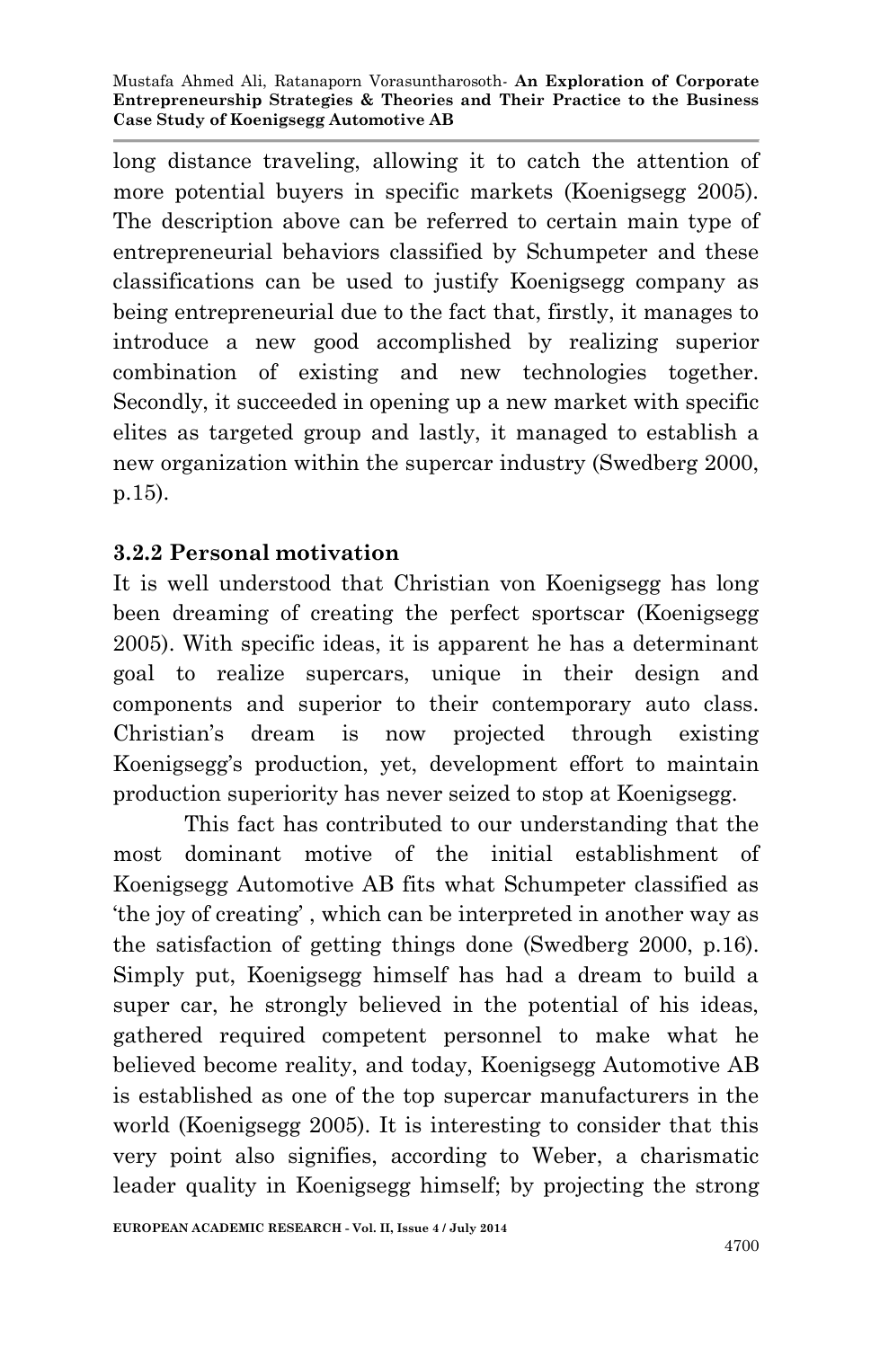long distance traveling, allowing it to catch the attention of more potential buyers in specific markets (Koenigsegg 2005). The description above can be referred to certain main type of entrepreneurial behaviors classified by Schumpeter and these classifications can be used to justify Koenigsegg company as being entrepreneurial due to the fact that, firstly, it manages to introduce a new good accomplished by realizing superior combination of existing and new technologies together. Secondly, it succeeded in opening up a new market with specific elites as targeted group and lastly, it managed to establish a new organization within the supercar industry (Swedberg 2000, p.15).

### 3.2.2 Personal motivation

It is well understood that Christian von Koenigsegg has long been dreaming of creating the perfect sportscar (Koenigsegg 2005). With specific ideas, it is apparent he has a determinant goal to realize supercars, unique in their design and components and superior to their contemporary auto class. Christian's dream is now projected through existing Koenigsegg's production, yet, development effort to maintain production superiority has never seized to stop at Koenigsegg.

This fact has contributed to our understanding that the most dominant motive of the initial establishment of Koenigsegg Automotive AB fits what Schumpeter classified as 'the joy of creating' , which can be interpreted in another way as the satisfaction of getting things done (Swedberg 2000, p.16). Simply put, Koenigsegg himself has had a dream to build a super car, he strongly believed in the potential of his ideas, gathered required competent personnel to make what he believed become reality, and today, Koenigsegg Automotive AB is established as one of the top supercar manufacturers in the world (Koenigsegg 2005). It is interesting to consider that this very point also signifies, according to Weber, a charismatic leader quality in Koenigsegg himself; by projecting the strong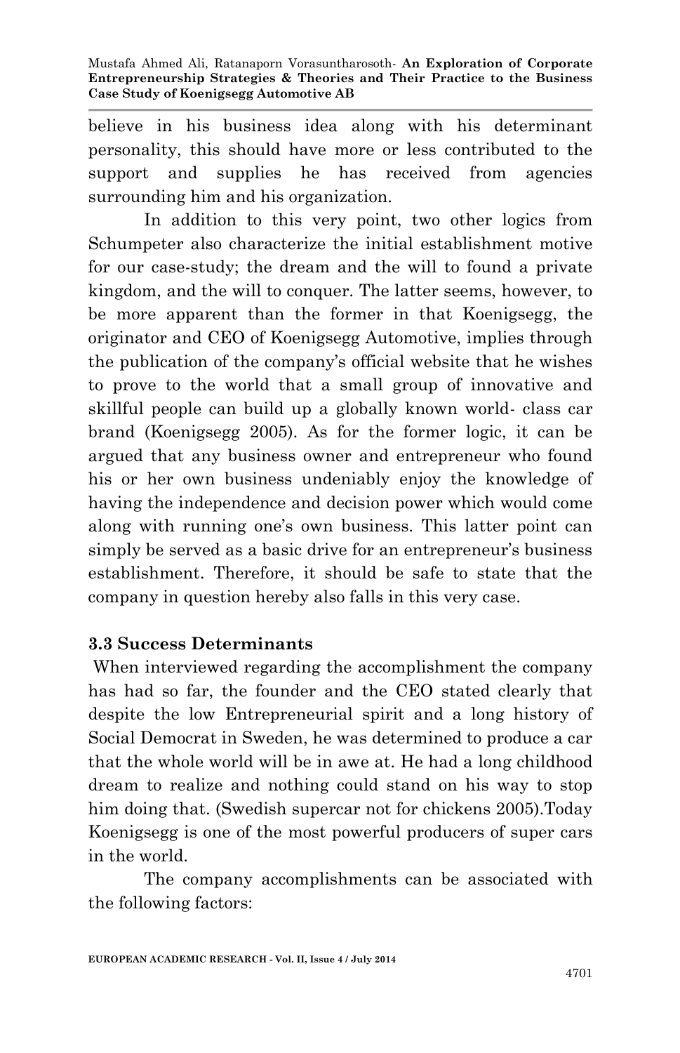believe in his business idea along with his determinant personality, this should have more or less contributed to the support and supplies he has received from agencies surrounding him and his organization.

In addition to this very point, two other logics from Schumpeter also characterize the initial establishment motive for our case-study; the dream and the will to found a private kingdom, and the will to conquer. The latter seems, however, to be more apparent than the former in that Koenigsegg, the originator and CEO of Koenigsegg Automotive, implies through the publication of the company's official website that he wishes to prove to the world that a small group of innovative and skillful people can build up a globally known world- class car brand (Koenigsegg 2005). As for the former logic, it can be argued that any business owner and entrepreneur who found his or her own business undeniably enjoy the knowledge of having the independence and decision power which would come along with running one's own business. This latter point can simply be served as a basic drive for an entrepreneur's business establishment. Therefore, it should be safe to state that the company in question hereby also falls in this very case.

### 3.3 Success Determinants

When interviewed regarding the accomplishment the company has had so far, the founder and the CEO stated clearly that despite the low Entrepreneurial spirit and a long history of Social Democrat in Sweden, he was determined to produce a car that the whole world will be in awe at. He had a long childhood dream to realize and nothing could stand on his way to stop him doing that. (Swedish supercar not for chickens 2005).Today Koenigsegg is one of the most powerful producers of super cars in the world.

The company accomplishments can be associated with the following factors: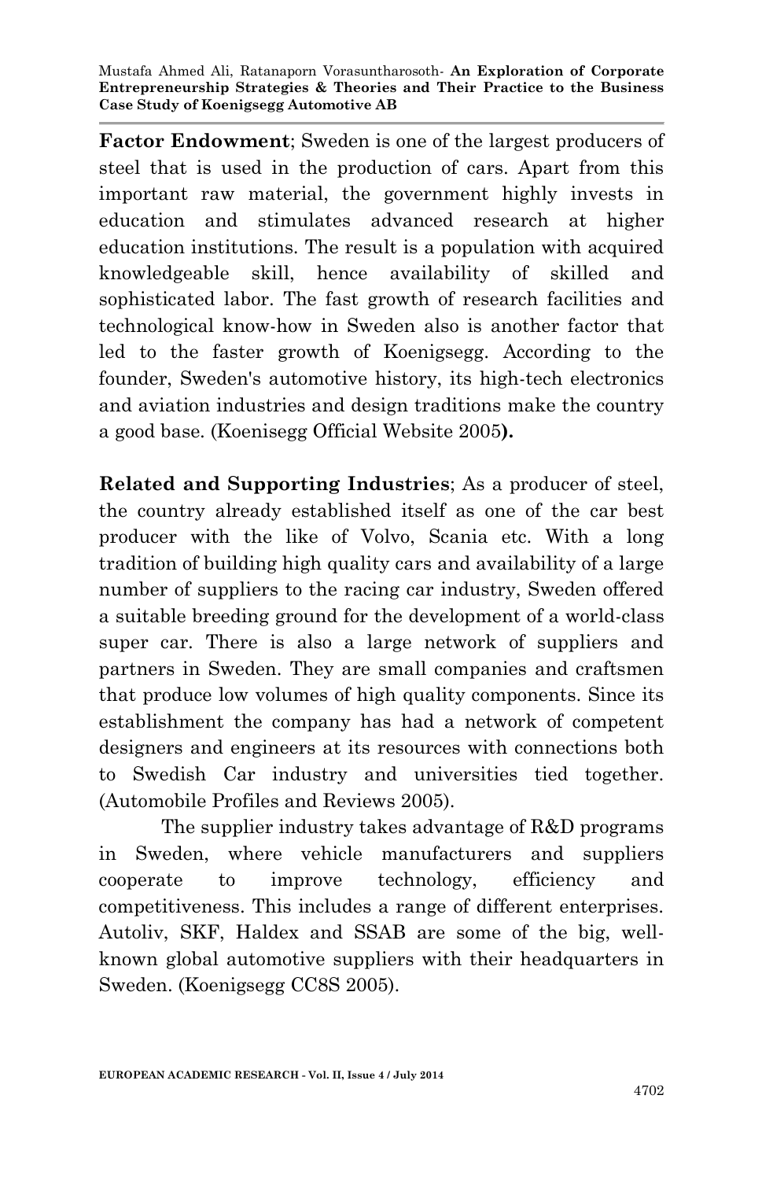**Factor Endowment**; Sweden is one of the largest producers of steel that is used in the production of cars. Apart from this important raw material, the government highly invests in education and stimulates advanced research at higher education institutions. The result is a population with acquired knowledgeable skill, hence availability of skilled and sophisticated labor. The fast growth of research facilities and technological know-how in Sweden also is another factor that led to the faster growth of Koenigsegg. According to the founder, Sweden's automotive history, its high-tech electronics and aviation industries and design traditions make the country a good base. (Koenisegg Official Website 2005**).**

**Related and Supporting Industries**; As a producer of steel, the country already established itself as one of the car best producer with the like of Volvo, Scania etc. With a long tradition of building high quality cars and availability of a large number of suppliers to the racing car industry, Sweden offered a suitable breeding ground for the development of a world-class super car. There is also a large network of suppliers and partners in Sweden. They are small companies and craftsmen that produce low volumes of high quality components. Since its establishment the company has had a network of competent designers and engineers at its resources with connections both to Swedish Car industry and universities tied together. (Automobile Profiles and Reviews 2005).

The supplier industry takes advantage of R&D programs in Sweden, where vehicle manufacturers and suppliers cooperate to improve technology, efficiency and competitiveness. This includes a range of different enterprises. Autoliv, SKF, Haldex and SSAB are some of the big, well-known global automotive suppliers with their headquarters in Sweden. (Koenigsegg CC8S 2005).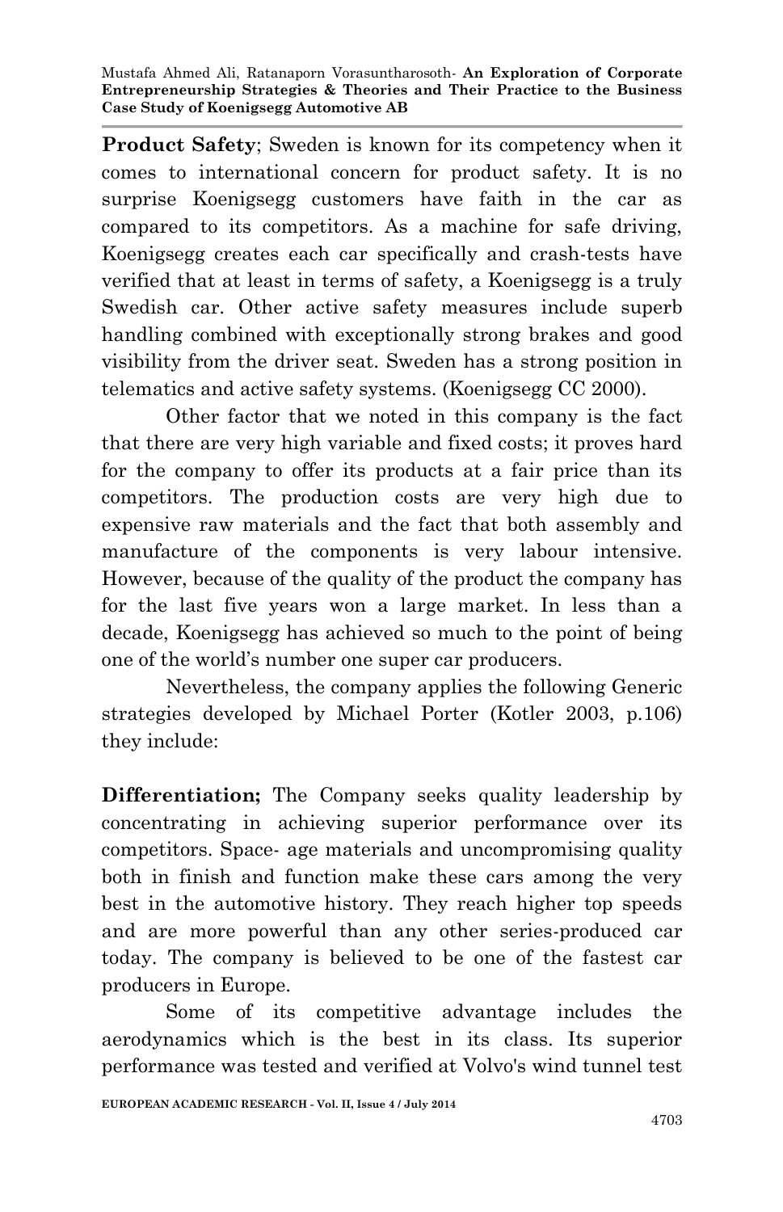**Product Safety**; Sweden is known for its competency when it comes to international concern for product safety. It is no surprise Koenigsegg customers have faith in the car as compared to its competitors. As a machine for safe driving, Koenigsegg creates each car specifically and crash-tests have verified that at least in terms of safety, a Koenigsegg is a truly Swedish car. Other active safety measures include superb handling combined with exceptionally strong brakes and good visibility from the driver seat. Sweden has a strong position in telematics and active safety systems. (Koenigsegg CC 2000).

Other factor that we noted in this company is the fact that there are very high variable and fixed costs; it proves hard for the company to offer its products at a fair price than its competitors. The production costs are very high due to expensive raw materials and the fact that both assembly and manufacture of the components is very labour intensive. However, because of the quality of the product the company has for the last five years won a large market. In less than a decade, Koenigsegg has achieved so much to the point of being one of the world's number one super car producers.

Nevertheless, the company applies the following Generic strategies developed by Michael Porter (Kotler 2003, p.106) they include:

**Differentiation;** The Company seeks quality leadership by concentrating in achieving superior performance over its competitors. Space- age materials and uncompromising quality both in finish and function make these cars among the very best in the automotive history. They reach higher top speeds and are more powerful than any other series-produced car today. The company is believed to be one of the fastest car producers in Europe.

Some of its competitive advantage includes the aerodynamics which is the best in its class. Its superior performance was tested and verified at Volvo's wind tunnel test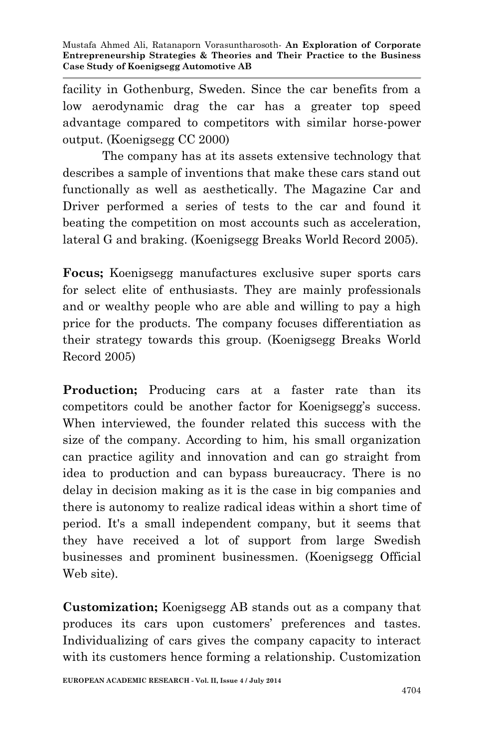facility in Gothenburg, Sweden. Since the car benefits from a low aerodynamic drag the car has a greater top speed advantage compared to competitors with similar horse-power output. (Koenigsegg CC 2000)

The company has at its assets extensive technology that describes a sample of inventions that make these cars stand out functionally as well as aesthetically. The Magazine Car and Driver performed a series of tests to the car and found it beating the competition on most accounts such as acceleration, lateral G and braking. (Koenigsegg Breaks World Record 2005).

**Focus;** Koenigsegg manufactures exclusive super sports cars for select elite of enthusiasts. They are mainly professionals and or wealthy people who are able and willing to pay a high price for the products. The company focuses differentiation as their strategy towards this group. (Koenigsegg Breaks World Record 2005)

**Production;** Producing cars at a faster rate than its competitors could be another factor for Koenigsegg's success. When interviewed, the founder related this success with the size of the company. According to him, his small organization can practice agility and innovation and can go straight from idea to production and can bypass bureaucracy. There is no delay in decision making as it is the case in big companies and there is autonomy to realize radical ideas within a short time of period. It's a small independent company, but it seems that they have received a lot of support from large Swedish businesses and prominent businessmen. (Koenigsegg Official Web site).

**Customization;** Koenigsegg AB stands out as a company that produces its cars upon customers' preferences and tastes. Individualizing of cars gives the company capacity to interact with its customers hence forming a relationship. Customization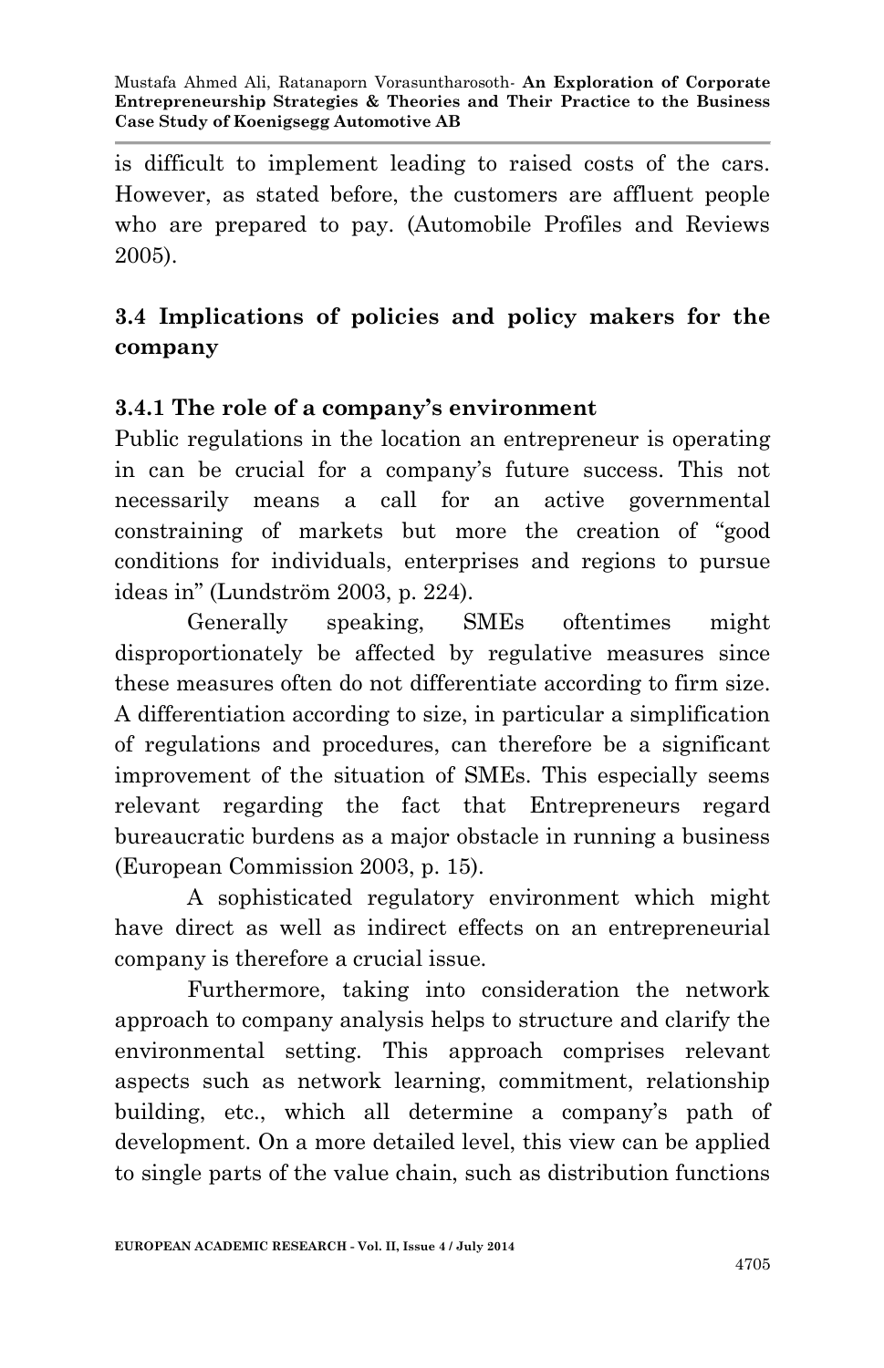is difficult to implement leading to raised costs of the cars. However, as stated before, the customers are affluent people who are prepared to pay. (Automobile Profiles and Reviews 2005).

## 3.4 Implications of policies and policy makers for the company

### 3.4.1 The role of a company's environment

Public regulations in the location an entrepreneur is operating in can be crucial for a company's future success. This not necessarily means a call for an active governmental constraining of markets but more the creation of "good conditions for individuals, enterprises and regions to pursue ideas in" (Lundström 2003, p. 224).

Generally speaking, SMEs oftentimes might disproportionately be affected by regulative measures since these measures often do not differentiate according to firm size. A differentiation according to size, in particular a simplification of regulations and procedures, can therefore be a significant improvement of the situation of SMEs. This especially seems relevant regarding the fact that Entrepreneurs regard bureaucratic burdens as a major obstacle in running a business (European Commission 2003, p. 15).

A sophisticated regulatory environment which might have direct as well as indirect effects on an entrepreneurial company is therefore a crucial issue.

Furthermore, taking into consideration the network approach to company analysis helps to structure and clarify the environmental setting. This approach comprises relevant aspects such as network learning, commitment, relationship building, etc., which all determine a company's path of development. On a more detailed level, this view can be applied to single parts of the value chain, such as distribution functions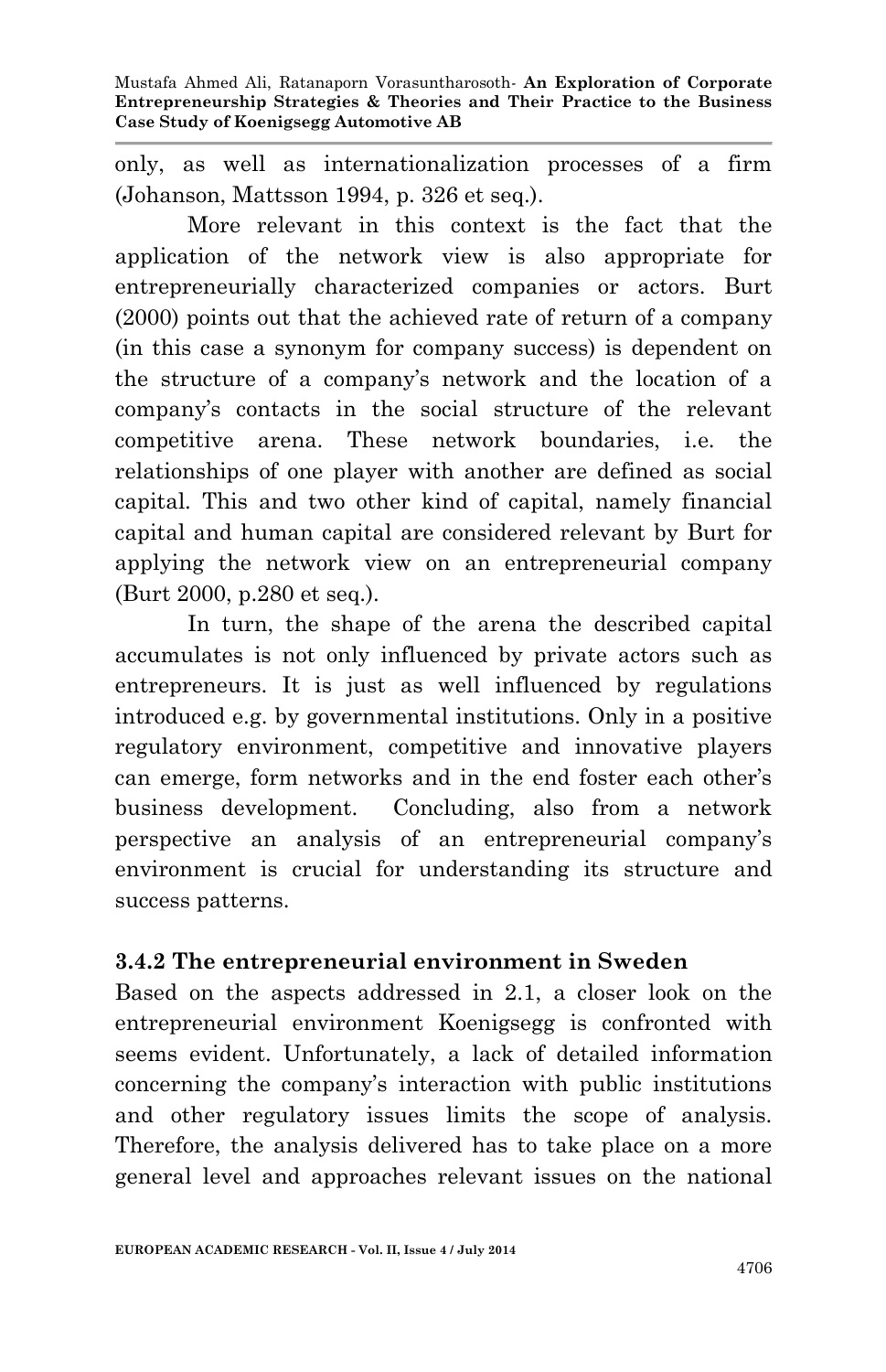only, as well as internationalization processes of a firm (Johanson, Mattsson 1994, p. 326 et seq.).

More relevant in this context is the fact that the application of the network view is also appropriate for entrepreneurially characterized companies or actors. Burt (2000) points out that the achieved rate of return of a company (in this case a synonym for company success) is dependent on the structure of a company's network and the location of a company's contacts in the social structure of the relevant competitive arena. These network boundaries, i.e. the relationships of one player with another are defined as social capital. This and two other kind of capital, namely financial capital and human capital are considered relevant by Burt for applying the network view on an entrepreneurial company (Burt 2000, p.280 et seq.).

In turn, the shape of the arena the described capital accumulates is not only influenced by private actors such as entrepreneurs. It is just as well influenced by regulations introduced e.g. by governmental institutions. Only in a positive regulatory environment, competitive and innovative players can emerge, form networks and in the end foster each other's business development. Concluding, also from a network perspective an analysis of an entrepreneurial company's environment is crucial for understanding its structure and success patterns.

### 3.4.2 The entrepreneurial environment in Sweden

Based on the aspects addressed in 2.1, a closer look on the entrepreneurial environment Koenigsegg is confronted with seems evident. Unfortunately, a lack of detailed information concerning the company's interaction with public institutions and other regulatory issues limits the scope of analysis. Therefore, the analysis delivered has to take place on a more general level and approaches relevant issues on the national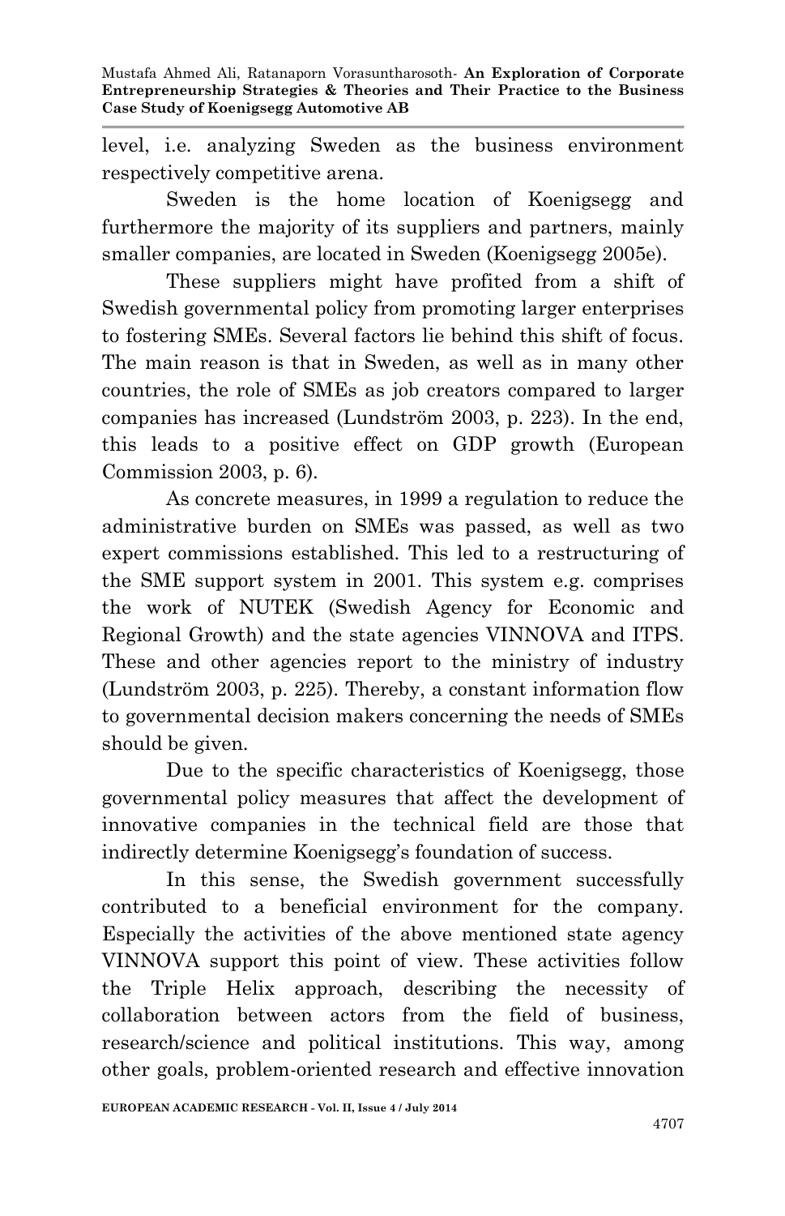level, i.e. analyzing Sweden as the business environment respectively competitive arena.

Sweden is the home location of Koenigsegg and furthermore the majority of its suppliers and partners, mainly smaller companies, are located in Sweden (Koenigsegg 2005e).

These suppliers might have profited from a shift of Swedish governmental policy from promoting larger enterprises to fostering SMEs. Several factors lie behind this shift of focus. The main reason is that in Sweden, as well as in many other countries, the role of SMEs as job creators compared to larger companies has increased (Lundström 2003, p. 223). In the end, this leads to a positive effect on GDP growth (European Commission 2003, p. 6).

As concrete measures, in 1999 a regulation to reduce the administrative burden on SMEs was passed, as well as two expert commissions established. This led to a restructuring of the SME support system in 2001. This system e.g. comprises the work of NUTEK (Swedish Agency for Economic and Regional Growth) and the state agencies VINNOVA and ITPS. These and other agencies report to the ministry of industry (Lundström 2003, p. 225). Thereby, a constant information flow to governmental decision makers concerning the needs of SMEs should be given.

Due to the specific characteristics of Koenigsegg, those governmental policy measures that affect the development of innovative companies in the technical field are those that indirectly determine Koenigsegg's foundation of success.

In this sense, the Swedish government successfully contributed to a beneficial environment for the company. Especially the activities of the above mentioned state agency VINNOVA support this point of view. These activities follow the Triple Helix approach, describing the necessity of collaboration between actors from the field of business, research/science and political institutions. This way, among other goals, problem-oriented research and effective innovation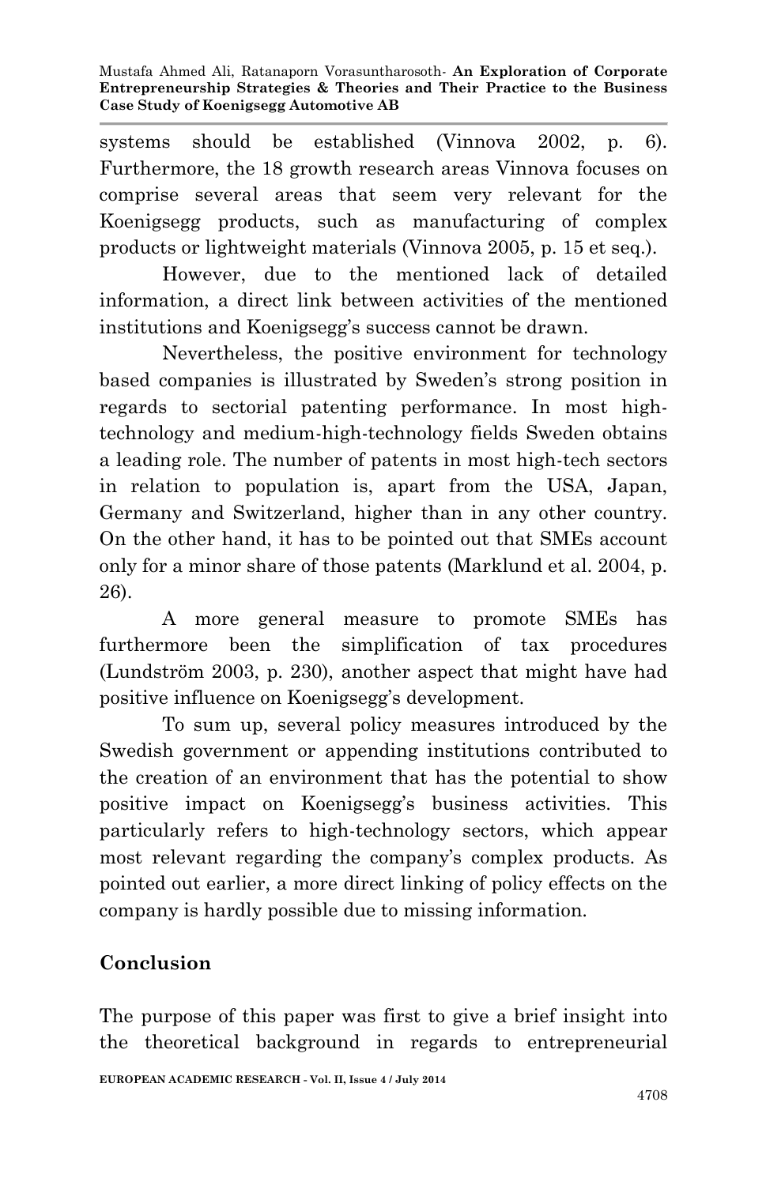systems should be established (Vinnova 2002, p. 6). Furthermore, the 18 growth research areas Vinnova focuses on comprise several areas that seem very relevant for the Koenigsegg products, such as manufacturing of complex products or lightweight materials (Vinnova 2005, p. 15 et seq.).

However, due to the mentioned lack of detailed information, a direct link between activities of the mentioned institutions and Koenigsegg's success cannot be drawn.

Nevertheless, the positive environment for technology based companies is illustrated by Sweden's strong position in regards to sectorial patenting performance. In most high-technology and medium-high-technology fields Sweden obtains a leading role. The number of patents in most high-tech sectors in relation to population is, apart from the USA, Japan, Germany and Switzerland, higher than in any other country. On the other hand, it has to be pointed out that SMEs account only for a minor share of those patents (Marklund et al. 2004, p. 26).

A more general measure to promote SMEs has furthermore been the simplification of tax procedures (Lundström 2003, p. 230), another aspect that might have had positive influence on Koenigsegg's development.

To sum up, several policy measures introduced by the Swedish government or appending institutions contributed to the creation of an environment that has the potential to show positive impact on Koenigsegg's business activities. This particularly refers to high-technology sectors, which appear most relevant regarding the company's complex products. As pointed out earlier, a more direct linking of policy effects on the company is hardly possible due to missing information.

## Conclusion

The purpose of this paper was first to give a brief insight into the theoretical background in regards to entrepreneurial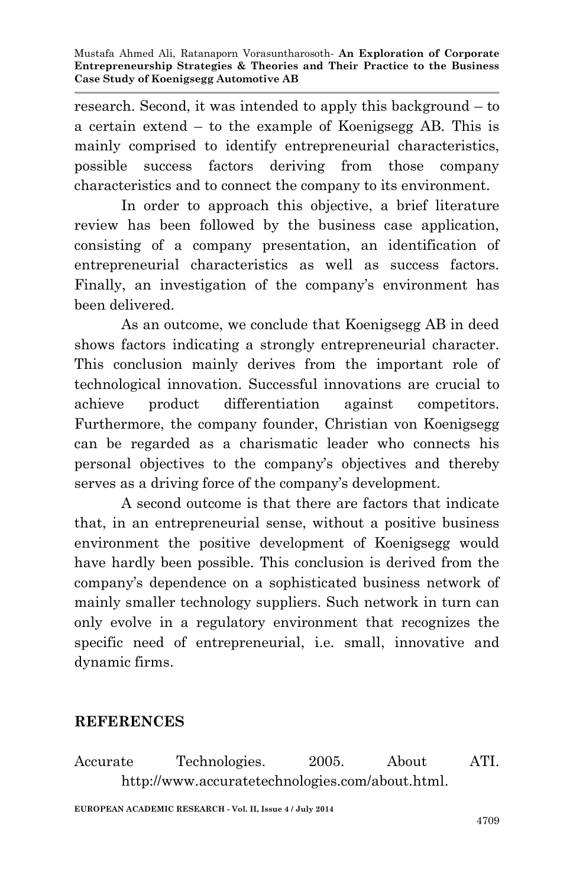research. Second, it was intended to apply this background – to a certain extend – to the example of Koenigsegg AB. This is mainly comprised to identify entrepreneurial characteristics, possible success factors deriving from those company characteristics and to connect the company to its environment.

In order to approach this objective, a brief literature review has been followed by the business case application, consisting of a company presentation, an identification of entrepreneurial characteristics as well as success factors. Finally, an investigation of the company's environment has been delivered.

As an outcome, we conclude that Koenigsegg AB in deed shows factors indicating a strongly entrepreneurial character. This conclusion mainly derives from the important role of technological innovation. Successful innovations are crucial to achieve product differentiation against competitors. Furthermore, the company founder, Christian von Koenigsegg can be regarded as a charismatic leader who connects his personal objectives to the company's objectives and thereby serves as a driving force of the company's development.

A second outcome is that there are factors that indicate that, in an entrepreneurial sense, without a positive business environment the positive development of Koenigsegg would have hardly been possible. This conclusion is derived from the company's dependence on a sophisticated business network of mainly smaller technology suppliers. Such network in turn can only evolve in a regulatory environment that recognizes the specific need of entrepreneurial, i.e. small, innovative and dynamic firms.

## REFERENCES

Accurate Technologies. 2005. About ATI. http://www.accuratetechnologies.com/about.html.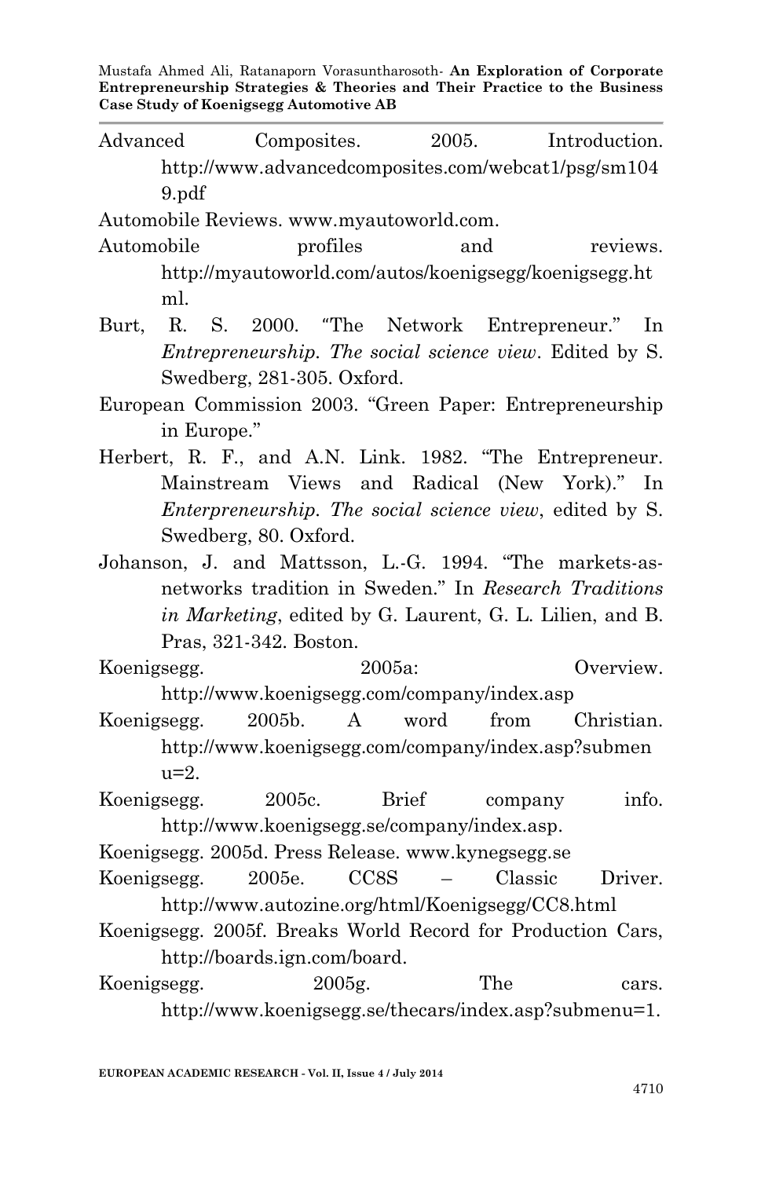Advanced Composites. 2005. Introduction. http://www.advancedcomposites.com/webcat1/psg/sm1049.pdf

Automobile Reviews. www.myautoworld.com.

Automobile profiles and reviews. http://myautoworld.com/autos/koenigsegg/koenigsegg.html.

Burt, R. S. 2000. "The Network Entrepreneur." In *Entrepreneurship. The social science view*. Edited by S. Swedberg, 281-305. Oxford.

European Commission 2003. "Green Paper: Entrepreneurship in Europe."

Herbert, R. F., and A.N. Link. 1982. "The Entrepreneur. Mainstream Views and Radical (New York)." In *Enterpreneurship. The social science view*, edited by S. Swedberg, 80. Oxford.

Johanson, J. and Mattsson, L.-G. 1994. "The markets-as-networks tradition in Sweden." In *Research Traditions in Marketing*, edited by G. Laurent, G. L. Lilien, and B. Pras, 321-342. Boston.

Koenigsegg. 2005a: Overview. http://www.koenigsegg.com/company/index.asp

Koenigsegg. 2005b. A word from Christian. http://www.koenigsegg.com/company/index.asp?submenu=2.

Koenigsegg. 2005c. Brief company info. http://www.koenigsegg.se/company/index.asp.

Koenigsegg. 2005d. Press Release. www.kynegsegg.se

Koenigsegg. 2005e. CC8S – Classic Driver. http://www.autozine.org/html/Koenigsegg/CC8.html

Koenigsegg. 2005f. Breaks World Record for Production Cars, http://boards.ign.com/board.

Koenigsegg. 2005g. The cars. http://www.koenigsegg.se/thecars/index.asp?submenu=1.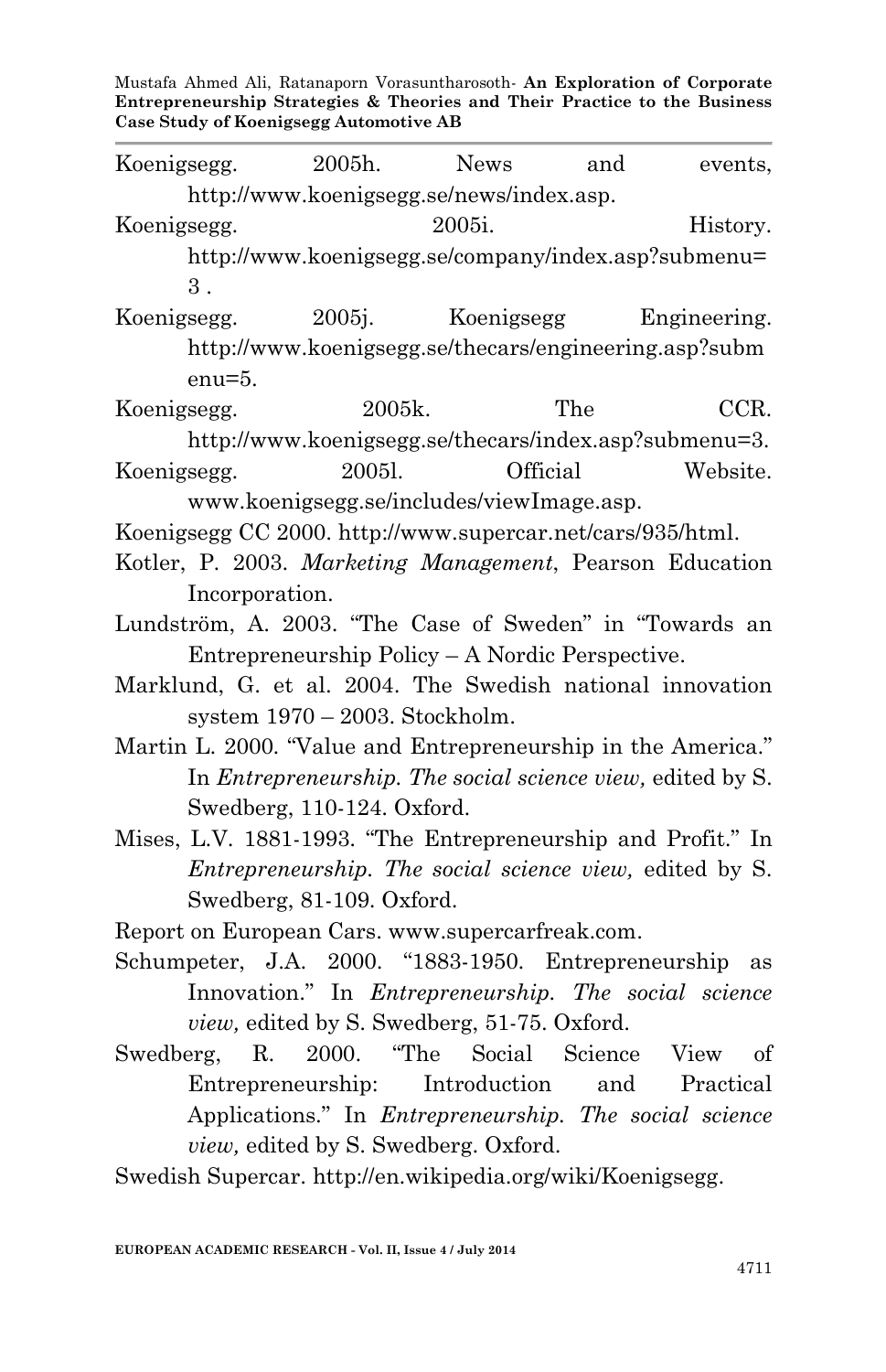Koenigsegg. 2005h. News and events, http://www.koenigsegg.se/news/index.asp.

Koenigsegg. 2005i. History. http://www.koenigsegg.se/company/index.asp?submenu=3 .

Koenigsegg. 2005j. Koenigsegg Engineering. http://www.koenigsegg.se/thecars/engineering.asp?submenu=5.

Koenigsegg. 2005k. The CCR. http://www.koenigsegg.se/thecars/index.asp?submenu=3.

Koenigsegg. 2005l. Official Website. www.koenigsegg.se/includes/viewImage.asp.

Koenigsegg CC 2000. http://www.supercar.net/cars/935/html.

Kotler, P. 2003. *Marketing Management*, Pearson Education Incorporation.

Lundström, A. 2003. "The Case of Sweden" in "Towards an Entrepreneurship Policy – A Nordic Perspective.

Marklund, G. et al. 2004. The Swedish national innovation system 1970 – 2003. Stockholm.

Martin L. 2000. "Value and Entrepreneurship in the America." In *Entrepreneurship. The social science view,* edited by S. Swedberg, 110-124. Oxford.

Mises, L.V. 1881-1993. "The Entrepreneurship and Profit." In *Entrepreneurship. The social science view,* edited by S. Swedberg, 81-109. Oxford.

Report on European Cars. www.supercarfreak.com.

Schumpeter, J.A. 2000. "1883-1950. Entrepreneurship as Innovation." In *Entrepreneurship. The social science view,* edited by S. Swedberg, 51-75. Oxford.

Swedberg, R. 2000. "The Social Science View of Entrepreneurship: Introduction and Practical Applications." In *Entrepreneurship. The social science view,* edited by S. Swedberg. Oxford.

Swedish Supercar. http://en.wikipedia.org/wiki/Koenigsegg.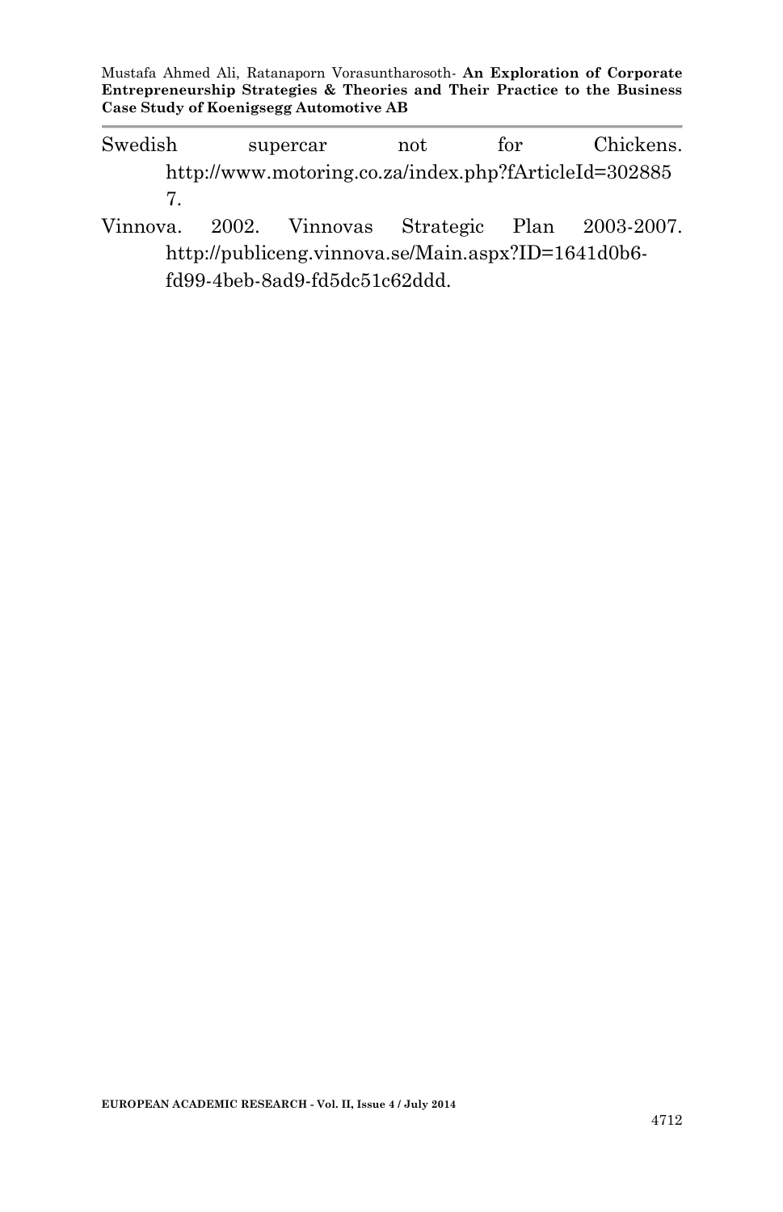Swedish supercar not for Chickens. http://www.motoring.co.za/index.php?fArticleId=3028857.

Vinnova. 2002. Vinnovas Strategic Plan 2003-2007. http://publiceng.vinnova.se/Main.aspx?ID=1641d0b6-fd99-4beb-8ad9-fd5dc51c62ddd.